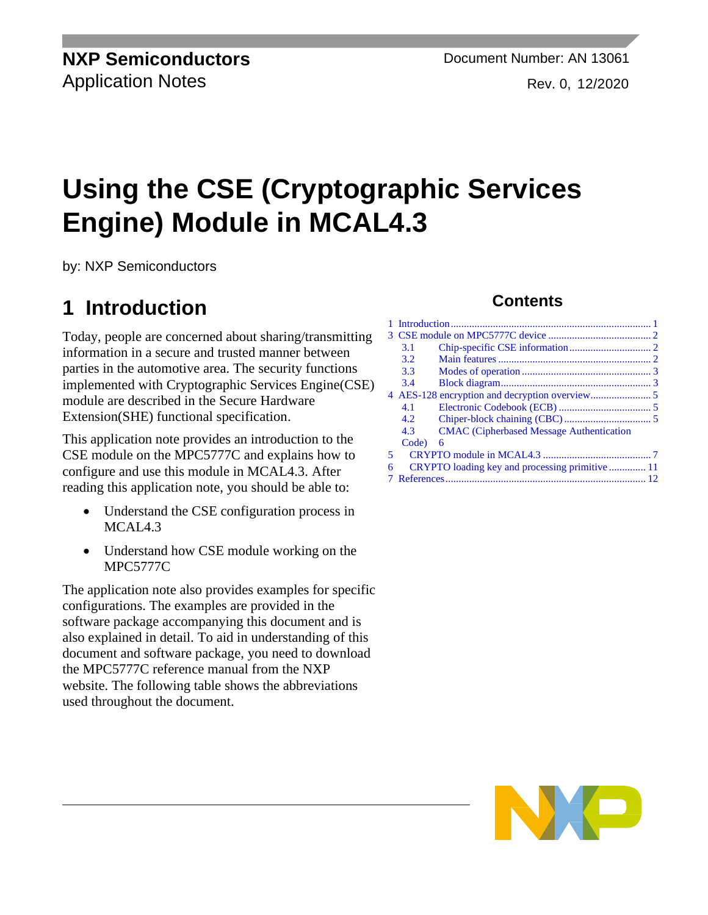NXP Semiconductors
Application Notes

Document Number: AN 13061
Rev. 0, 12/2020

# Using the CSE (Cryptographic Services Engine) Module in MCAL4.3

by: NXP Semiconductors

## Contents

1 Introduction ........ 1
3 CSE module on MPC5777C device ........ 2
  3.1 Chip-specific CSE information ........ 2
  3.2 Main features ........ 2
  3.3 Modes of operation ........ 3
  3.4 Block diagram ........ 3
4 AES-128 encryption and decryption overview ........ 5
  4.1 Electronic Codebook (ECB) ........ 5
  4.2 Chiper-block chaining (CBC) ........ 5
  4.3 CMAC (Cipherbased Message Authentication Code) 6
5 CRYPTO module in MCAL4.3 ........ 7
6 CRYPTO loading key and processing primitive ........ 11
7 References ........ 12

## 1 Introduction

Today, people are concerned about sharing/transmitting information in a secure and trusted manner between parties in the automotive area. The security functions implemented with Cryptographic Services Engine(CSE) module are described in the Secure Hardware Extension(SHE) functional specification.

This application note provides an introduction to the CSE module on the MPC5777C and explains how to configure and use this module in MCAL4.3. After reading this application note, you should be able to:

- Understand the CSE configuration process in MCAL4.3
- Understand how CSE module working on the MPC5777C

The application note also provides examples for specific configurations. The examples are provided in the software package accompanying this document and is also explained in detail. To aid in understanding of this document and software package, you need to download the MPC5777C reference manual from the NXP website. The following table shows the abbreviations used throughout the document.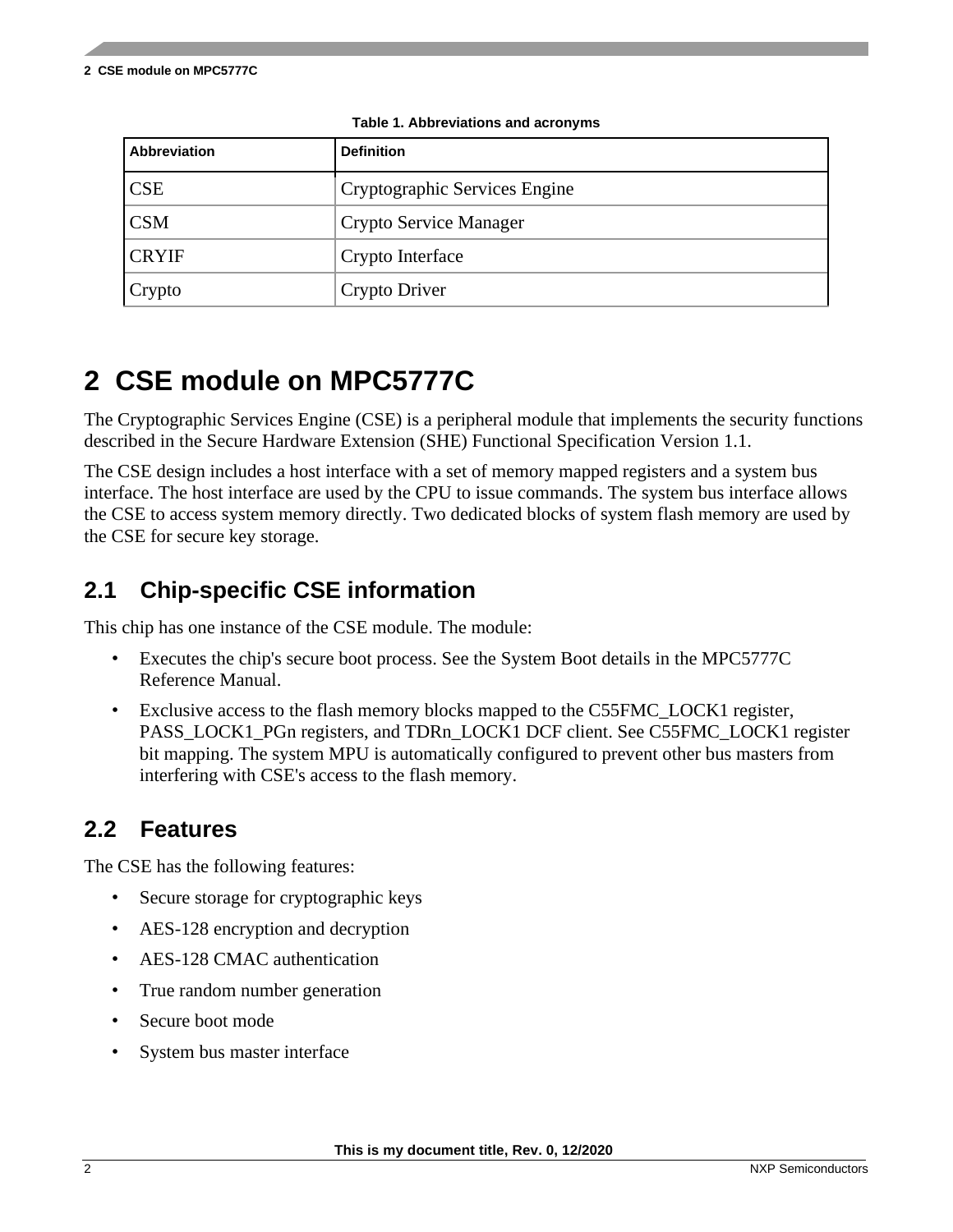Table 1. Abbreviations and acronyms

| Abbreviation | Definition |
| --- | --- |
| CSE | Cryptographic Services Engine |
| CSM | Crypto Service Manager |
| CRYIF | Crypto Interface |
| Crypto | Crypto Driver |

# 2 CSE module on MPC5777C

The Cryptographic Services Engine (CSE) is a peripheral module that implements the security functions described in the Secure Hardware Extension (SHE) Functional Specification Version 1.1.

The CSE design includes a host interface with a set of memory mapped registers and a system bus interface. The host interface are used by the CPU to issue commands. The system bus interface allows the CSE to access system memory directly. Two dedicated blocks of system flash memory are used by the CSE for secure key storage.

## 2.1 Chip-specific CSE information

This chip has one instance of the CSE module. The module:

- Executes the chip's secure boot process. See the System Boot details in the MPC5777C Reference Manual.
- Exclusive access to the flash memory blocks mapped to the C55FMC_LOCK1 register, PASS_LOCK1_PGn registers, and TDRn_LOCK1 DCF client. See C55FMC_LOCK1 register bit mapping. The system MPU is automatically configured to prevent other bus masters from interfering with CSE's access to the flash memory.

## 2.2 Features

The CSE has the following features:

- Secure storage for cryptographic keys
- AES-128 encryption and decryption
- AES-128 CMAC authentication
- True random number generation
- Secure boot mode
- System bus master interface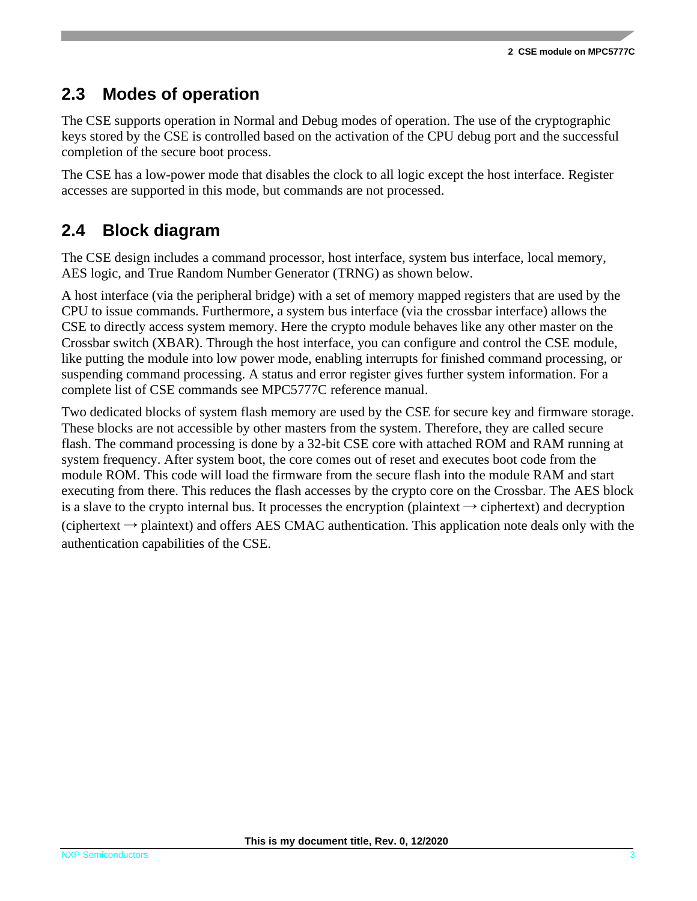## 2.3 Modes of operation

The CSE supports operation in Normal and Debug modes of operation. The use of the cryptographic keys stored by the CSE is controlled based on the activation of the CPU debug port and the successful completion of the secure boot process.

The CSE has a low-power mode that disables the clock to all logic except the host interface. Register accesses are supported in this mode, but commands are not processed.

## 2.4 Block diagram

The CSE design includes a command processor, host interface, system bus interface, local memory, AES logic, and True Random Number Generator (TRNG) as shown below.

A host interface (via the peripheral bridge) with a set of memory mapped registers that are used by the CPU to issue commands. Furthermore, a system bus interface (via the crossbar interface) allows the CSE to directly access system memory. Here the crypto module behaves like any other master on the Crossbar switch (XBAR). Through the host interface, you can configure and control the CSE module, like putting the module into low power mode, enabling interrupts for finished command processing, or suspending command processing. A status and error register gives further system information. For a complete list of CSE commands see MPC5777C reference manual.

Two dedicated blocks of system flash memory are used by the CSE for secure key and firmware storage. These blocks are not accessible by other masters from the system. Therefore, they are called secure flash. The command processing is done by a 32-bit CSE core with attached ROM and RAM running at system frequency. After system boot, the core comes out of reset and executes boot code from the module ROM. This code will load the firmware from the secure flash into the module RAM and start executing from there. This reduces the flash accesses by the crypto core on the Crossbar. The AES block is a slave to the crypto internal bus. It processes the encryption (plaintext → ciphertext) and decryption (ciphertext → plaintext) and offers AES CMAC authentication. This application note deals only with the authentication capabilities of the CSE.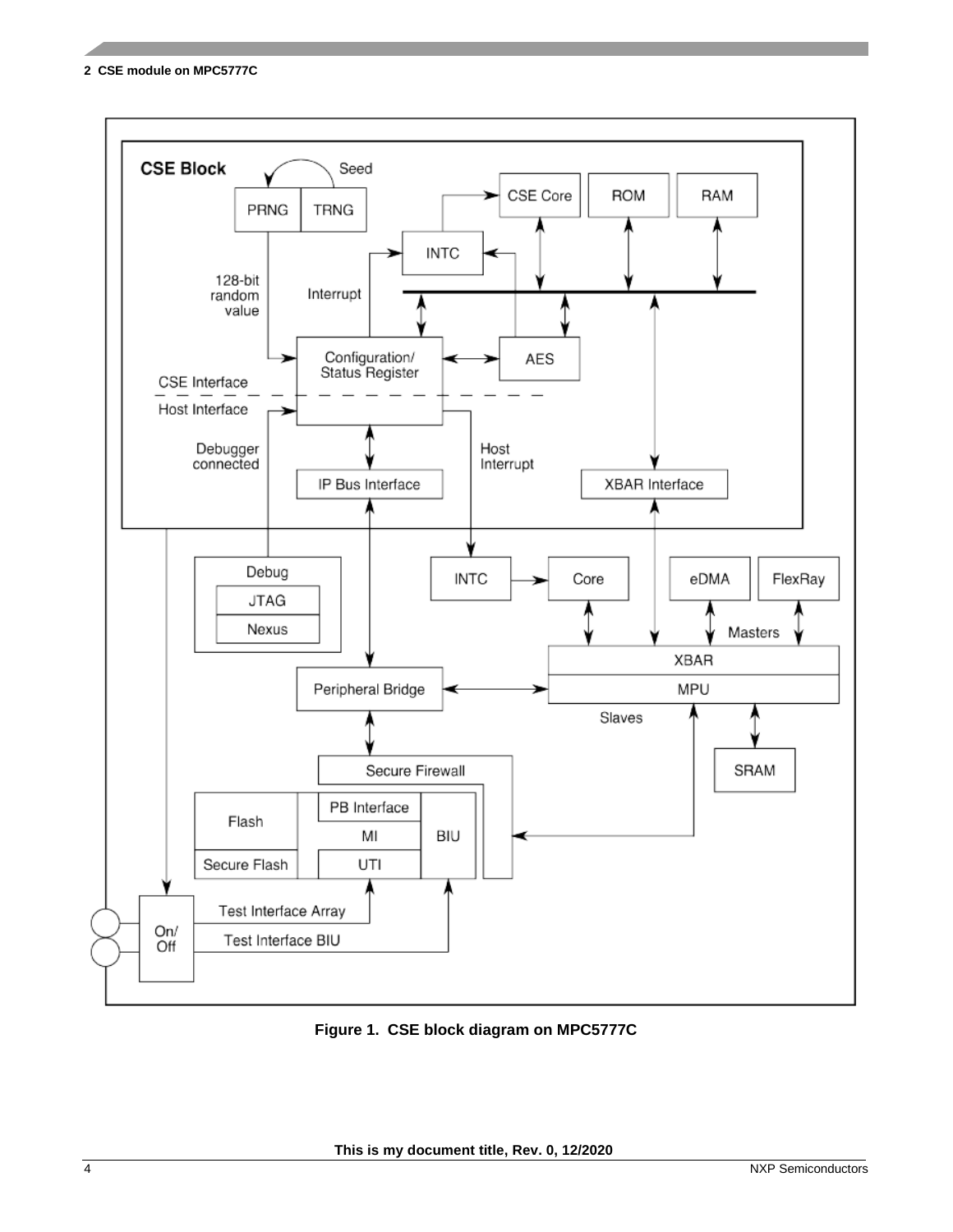Figure 1. CSE block diagram on MPC5777C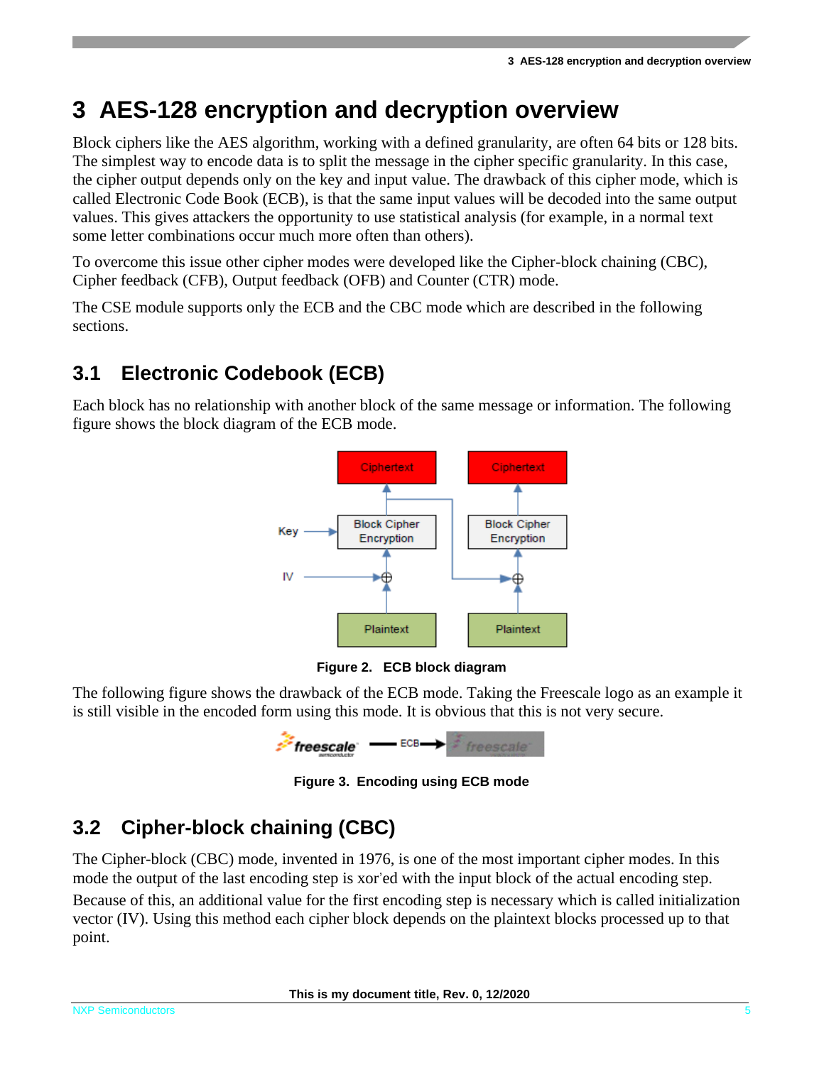# 3 AES-128 encryption and decryption overview

Block ciphers like the AES algorithm, working with a defined granularity, are often 64 bits or 128 bits. The simplest way to encode data is to split the message in the cipher specific granularity. In this case, the cipher output depends only on the key and input value. The drawback of this cipher mode, which is called Electronic Code Book (ECB), is that the same input values will be decoded into the same output values. This gives attackers the opportunity to use statistical analysis (for example, in a normal text some letter combinations occur much more often than others).

To overcome this issue other cipher modes were developed like the Cipher-block chaining (CBC), Cipher feedback (CFB), Output feedback (OFB) and Counter (CTR) mode.

The CSE module supports only the ECB and the CBC mode which are described in the following sections.

## 3.1 Electronic Codebook (ECB)

Each block has no relationship with another block of the same message or information. The following figure shows the block diagram of the ECB mode.

Figure 2. ECB block diagram

The following figure shows the drawback of the ECB mode. Taking the Freescale logo as an example it is still visible in the encoded form using this mode. It is obvious that this is not very secure.

Figure 3. Encoding using ECB mode

## 3.2 Cipher-block chaining (CBC)

The Cipher-block (CBC) mode, invented in 1976, is one of the most important cipher modes. In this mode the output of the last encoding step is xor'ed with the input block of the actual encoding step.

Because of this, an additional value for the first encoding step is necessary which is called initialization vector (IV). Using this method each cipher block depends on the plaintext blocks processed up to that point.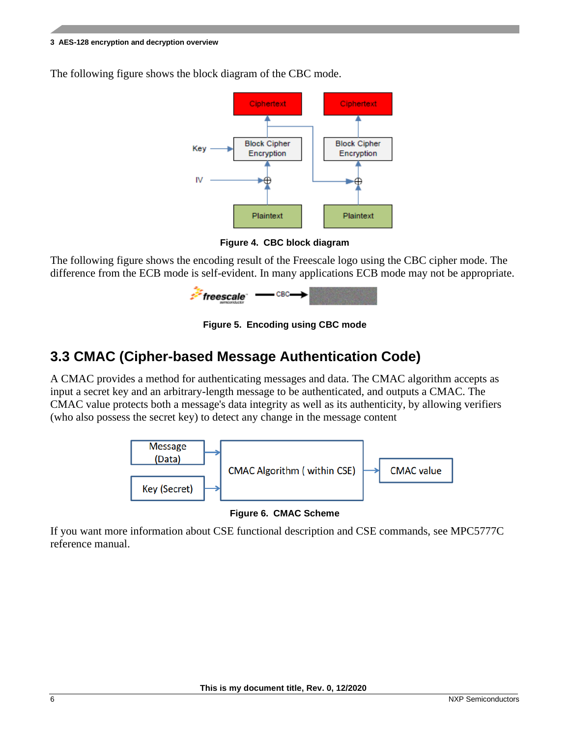The following figure shows the block diagram of the CBC mode.

**Figure 4. CBC block diagram**

The following figure shows the encoding result of the Freescale logo using the CBC cipher mode. The difference from the ECB mode is self-evident. In many applications ECB mode may not be appropriate.

**Figure 5. Encoding using CBC mode**

## 3.3 CMAC (Cipher-based Message Authentication Code)

A CMAC provides a method for authenticating messages and data. The CMAC algorithm accepts as input a secret key and an arbitrary-length message to be authenticated, and outputs a CMAC. The CMAC value protects both a message's data integrity as well as its authenticity, by allowing verifiers (who also possess the secret key) to detect any change in the message content

**Figure 6. CMAC Scheme**

If you want more information about CSE functional description and CSE commands, see MPC5777C reference manual.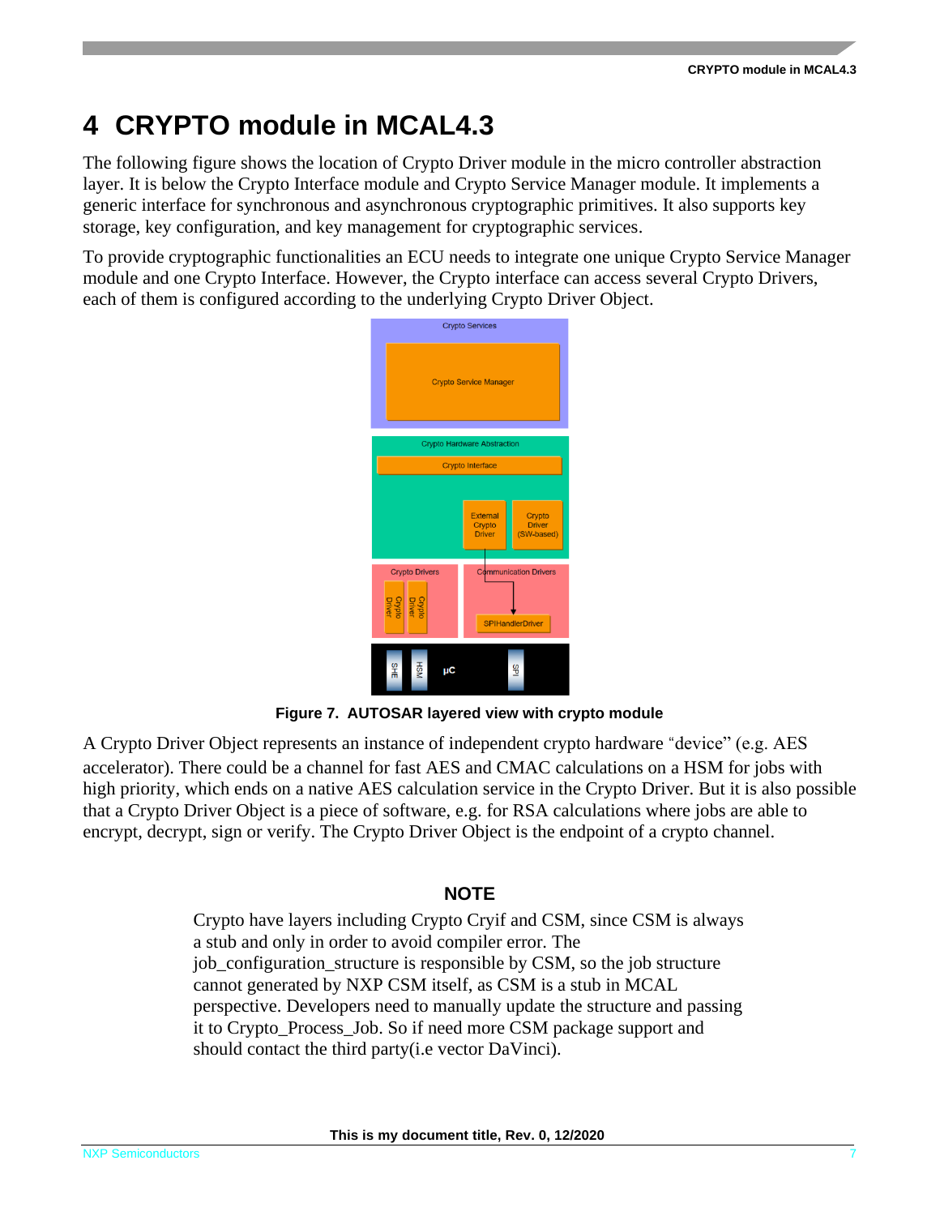# 4 CRYPTO module in MCAL4.3

The following figure shows the location of Crypto Driver module in the micro controller abstraction layer. It is below the Crypto Interface module and Crypto Service Manager module. It implements a generic interface for synchronous and asynchronous cryptographic primitives. It also supports key storage, key configuration, and key management for cryptographic services.

To provide cryptographic functionalities an ECU needs to integrate one unique Crypto Service Manager module and one Crypto Interface. However, the Crypto interface can access several Crypto Drivers, each of them is configured according to the underlying Crypto Driver Object.

**Figure 7. AUTOSAR layered view with crypto module**

A Crypto Driver Object represents an instance of independent crypto hardware "device" (e.g. AES accelerator). There could be a channel for fast AES and CMAC calculations on a HSM for jobs with high priority, which ends on a native AES calculation service in the Crypto Driver. But it is also possible that a Crypto Driver Object is a piece of software, e.g. for RSA calculations where jobs are able to encrypt, decrypt, sign or verify. The Crypto Driver Object is the endpoint of a crypto channel.

**NOTE**

Crypto have layers including Crypto Cryif and CSM, since CSM is always a stub and only in order to avoid compiler error. The job_configuration_structure is responsible by CSM, so the job structure cannot generated by NXP CSM itself, as CSM is a stub in MCAL perspective. Developers need to manually update the structure and passing it to Crypto_Process_Job. So if need more CSM package support and should contact the third party(i.e vector DaVinci).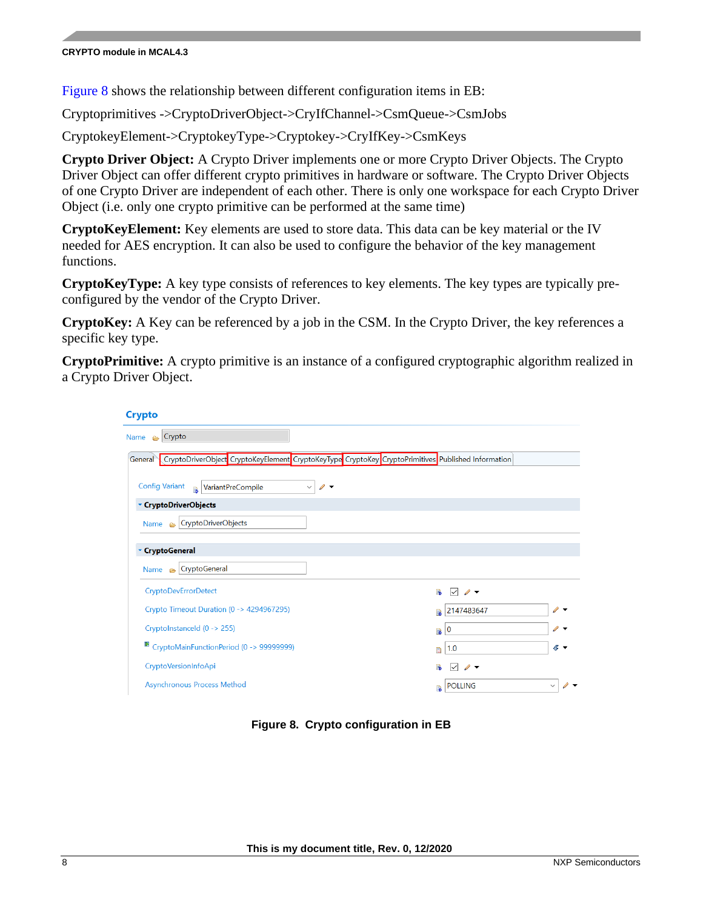Figure 8 shows the relationship between different configuration items in EB:

Cryptoprimitives ->CryptoDriverObject->CryIfChannel->CsmQueue->CsmJobs

CryptokeyElement->CryptokeyType->Cryptokey->CryIfKey->CsmKeys

**Crypto Driver Object:** A Crypto Driver implements one or more Crypto Driver Objects. The Crypto Driver Object can offer different crypto primitives in hardware or software. The Crypto Driver Objects of one Crypto Driver are independent of each other. There is only one workspace for each Crypto Driver Object (i.e. only one crypto primitive can be performed at the same time)

**CryptoKeyElement:** Key elements are used to store data. This data can be key material or the IV needed for AES encryption. It can also be used to configure the behavior of the key management functions.

**CryptoKeyType:** A key type consists of references to key elements. The key types are typically pre-configured by the vendor of the Crypto Driver.

**CryptoKey:** A Key can be referenced by a job in the CSM. In the Crypto Driver, the key references a specific key type.

**CryptoPrimitive:** A crypto primitive is an instance of a configured cryptographic algorithm realized in a Crypto Driver Object.

**Figure 8. Crypto configuration in EB**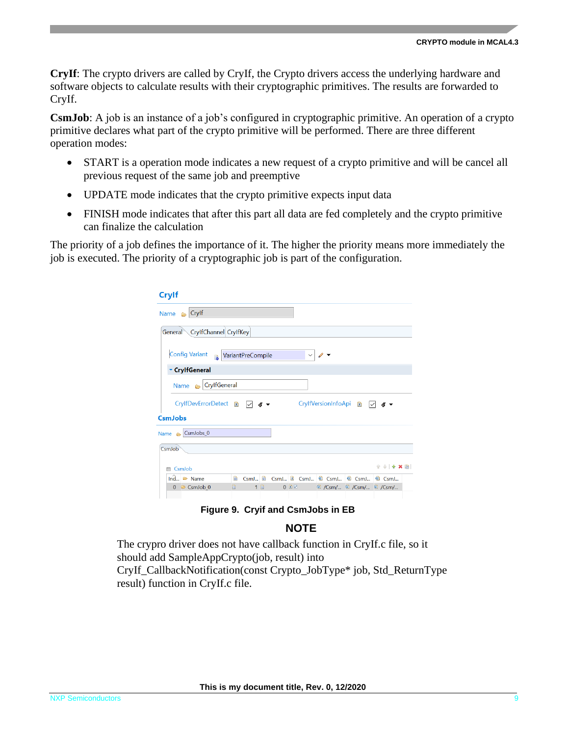**CryIf**: The crypto drivers are called by CryIf, the Crypto drivers access the underlying hardware and software objects to calculate results with their cryptographic primitives. The results are forwarded to CryIf.

**CsmJob**: A job is an instance of a job's configured in cryptographic primitive. An operation of a crypto primitive declares what part of the crypto primitive will be performed. There are three different operation modes:

- START is a operation mode indicates a new request of a crypto primitive and will be cancel all previous request of the same job and preemptive
- UPDATE mode indicates that the crypto primitive expects input data
- FINISH mode indicates that after this part all data are fed completely and the crypto primitive can finalize the calculation

The priority of a job defines the importance of it. The higher the priority means more immediately the job is executed. The priority of a cryptographic job is part of the configuration.

**Figure 9. Cryif and CsmJobs in EB**

## NOTE

The crypro driver does not have callback function in CryIf.c file, so it should add SampleAppCrypto(job, result) into CryIf_CallbackNotification(const Crypto_JobType* job, Std_ReturnType result) function in CryIf.c file.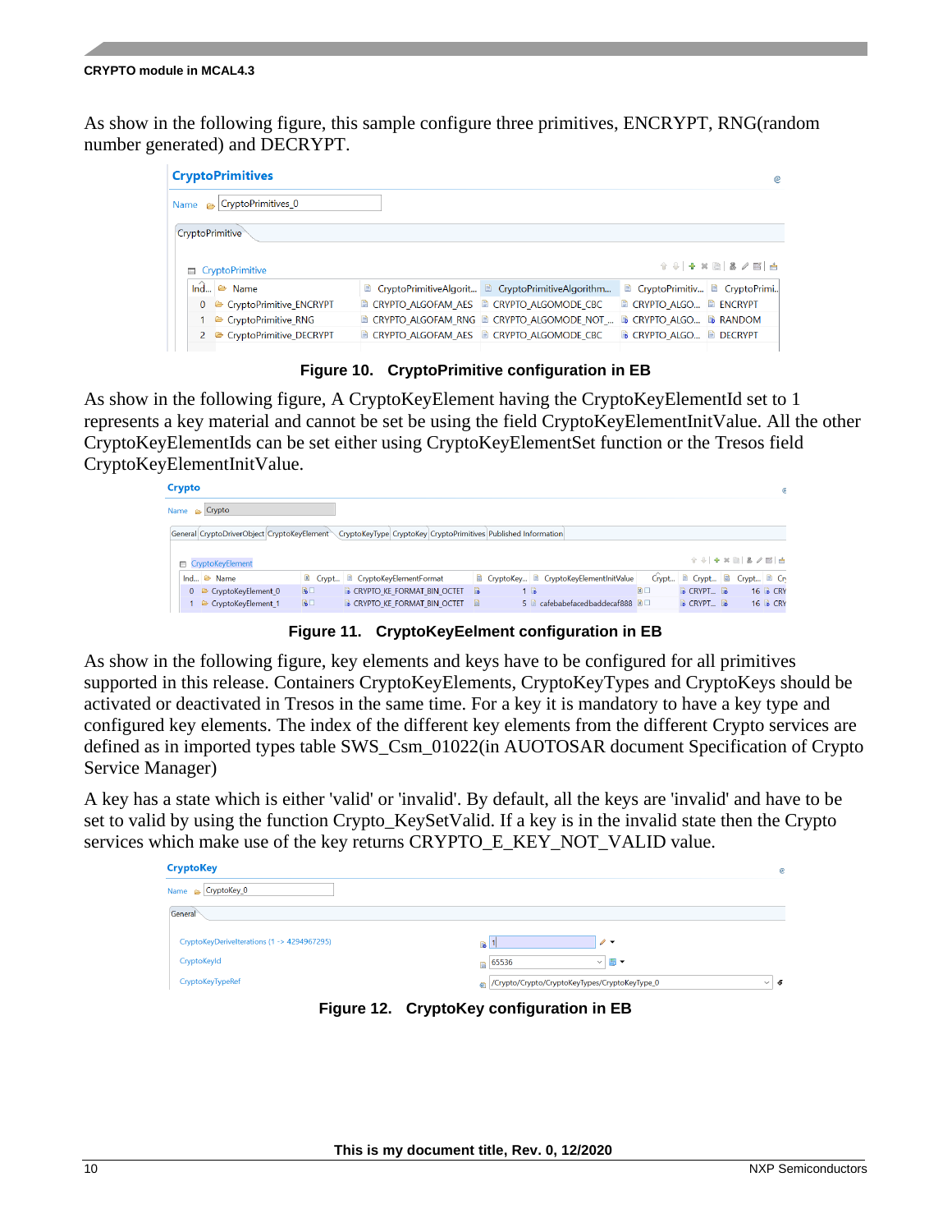As show in the following figure, this sample configure three primitives, ENCRYPT, RNG(random number generated) and DECRYPT.

**Figure 10. CryptoPrimitive configuration in EB**

As show in the following figure, A CryptoKeyElement having the CryptoKeyElementId set to 1 represents a key material and cannot be set be using the field CryptoKeyElementInitValue. All the other CryptoKeyElementIds can be set either using CryptoKeyElementSet function or the Tresos field CryptoKeyElementInitValue.

**Figure 11. CryptoKeyEelment configuration in EB**

As show in the following figure, key elements and keys have to be configured for all primitives supported in this release. Containers CryptoKeyElements, CryptoKeyTypes and CryptoKeys should be activated or deactivated in Tresos in the same time. For a key it is mandatory to have a key type and configured key elements. The index of the different key elements from the different Crypto services are defined as in imported types table SWS_Csm_01022(in AUOTOSAR document Specification of Crypto Service Manager)

A key has a state which is either 'valid' or 'invalid'. By default, all the keys are 'invalid' and have to be set to valid by using the function Crypto_KeySetValid. If a key is in the invalid state then the Crypto services which make use of the key returns CRYPTO_E_KEY_NOT_VALID value.

**Figure 12. CryptoKey configuration in EB**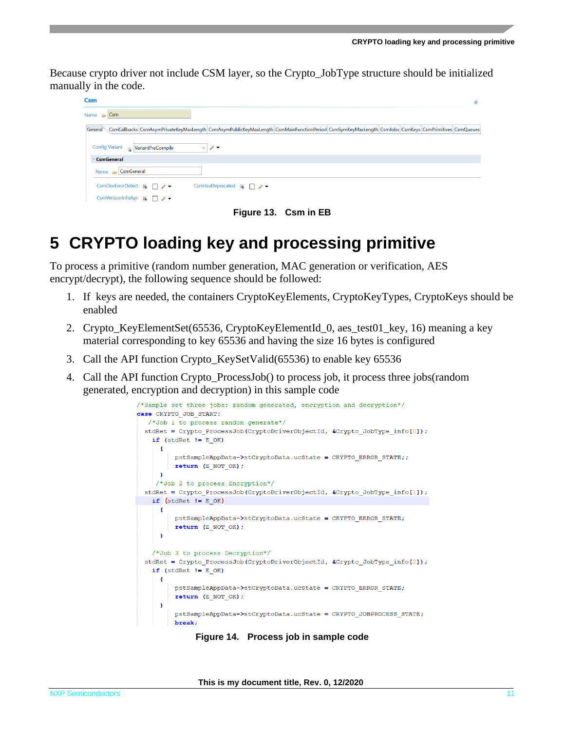Because crypto driver not include CSM layer, so the Crypto_JobType structure should be initialized manually in the code.

**Figure 13. Csm in EB**

# 5 CRYPTO loading key and processing primitive

To process a primitive (random number generation, MAC generation or verification, AES encrypt/decrypt), the following sequence should be followed:

1. If keys are needed, the containers CryptoKeyElements, CryptoKeyTypes, CryptoKeys should be enabled
2. Crypto_KeyElementSet(65536, CryptoKeyElementId_0, aes_test01_key, 16) meaning a key material corresponding to key 65536 and having the size 16 bytes is configured
3. Call the API function Crypto_KeySetValid(65536) to enable key 65536
4. Call the API function Crypto_ProcessJob() to process job, it process three jobs(random generated, encryption and decryption) in this sample code

```
/*Sample set three jobs: random generated, encryption and decryption*/
case CRYPTO_JOB_START:
   /*Job 1 to process random generate*/
  stdRet = Crypto_ProcessJob(CryptoDriverObjectId, &Crypto_JobType_info[0]);
    if (stdRet != E_OK)
      {
          pstSampleAppData->stCryptoData.ucState = CRYPTO_ERROR_STATE;;
          return (E_NOT_OK);
      }
     /*Job 2 to process Encryption*/
  stdRet = Crypto_ProcessJob(CryptoDriverObjectId, &Crypto_JobType_info[1]);
    if (stdRet != E_OK)
      {
          pstSampleAppData->stCryptoData.ucState = CRYPTO_ERROR_STATE;
          return (E_NOT_OK);
      }

    /*Job 3 to process Decryption*/
  stdRet = Crypto_ProcessJob(CryptoDriverObjectId, &Crypto_JobType_info[2]);
    if (stdRet != E_OK)
      {
          pstSampleAppData->stCryptoData.ucState = CRYPTO_ERROR_STATE;
          return (E_NOT_OK);
      }
          pstSampleAppData->stCryptoData.ucState = CRYPTO_JOBPROCESS_STATE;
          break;
```

**Figure 14. Process job in sample code**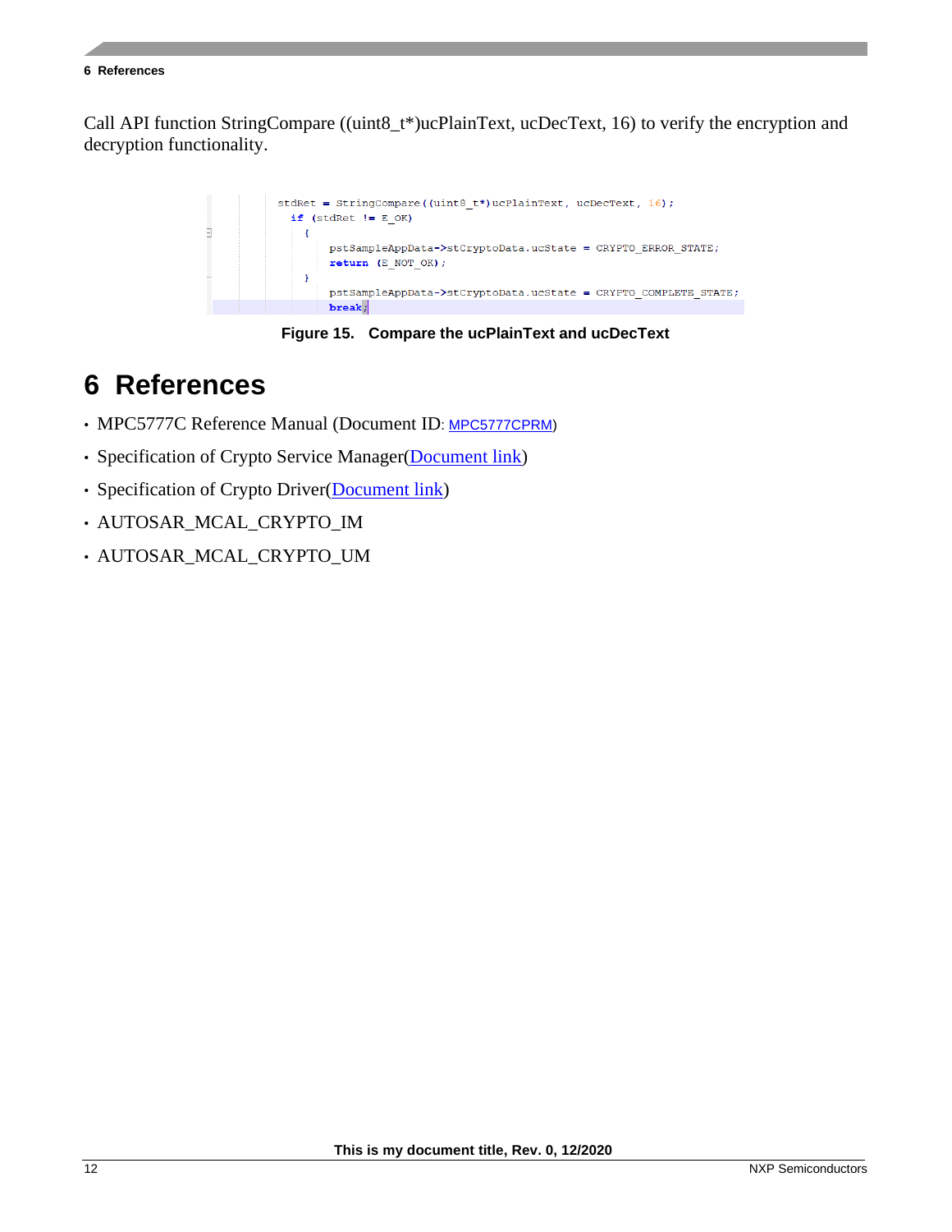Call API function StringCompare ((uint8_t*)ucPlainText, ucDecText, 16) to verify the encryption and decryption functionality.

```
stdRet = StringCompare((uint8_t*)ucPlainText, ucDecText, 16);
  if (stdRet != E_OK)
    {
        pstSampleAppData->stCryptoData.ucState = CRYPTO_ERROR_STATE;
        return (E_NOT_OK);
    }
        pstSampleAppData->stCryptoData.ucState = CRYPTO_COMPLETE_STATE;
        break;
```

**Figure 15. Compare the ucPlainText and ucDecText**

# 6 References

- MPC5777C Reference Manual (Document ID: MPC5777CPRM)
- Specification of Crypto Service Manager(Document link)
- Specification of Crypto Driver(Document link)
- AUTOSAR_MCAL_CRYPTO_IM
- AUTOSAR_MCAL_CRYPTO_UM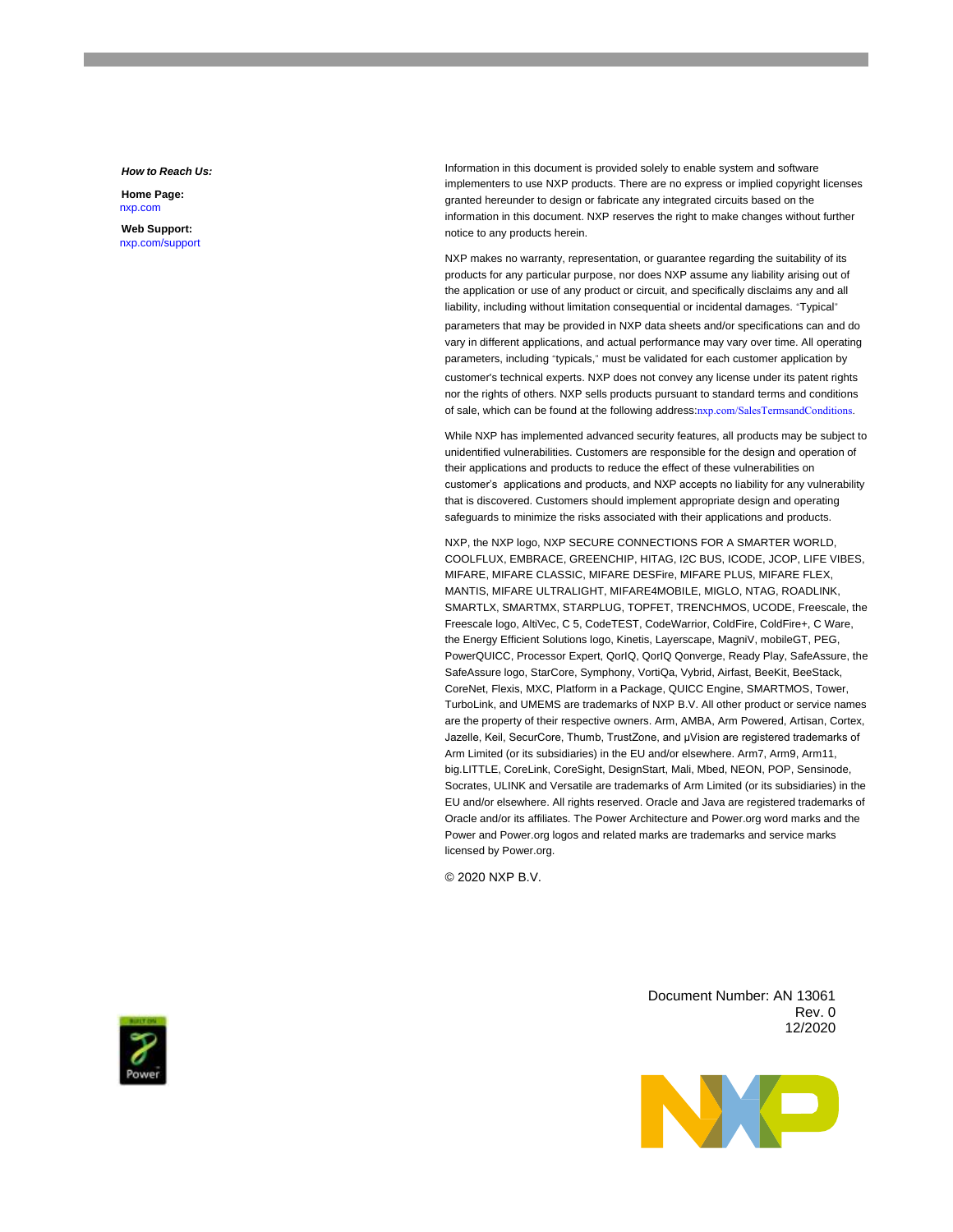***How to Reach Us:***

**Home Page:**
nxp.com

**Web Support:**
nxp.com/support

Information in this document is provided solely to enable system and software implementers to use NXP products. There are no express or implied copyright licenses granted hereunder to design or fabricate any integrated circuits based on the information in this document. NXP reserves the right to make changes without further notice to any products herein.

NXP makes no warranty, representation, or guarantee regarding the suitability of its products for any particular purpose, nor does NXP assume any liability arising out of the application or use of any product or circuit, and specifically disclaims any and all liability, including without limitation consequential or incidental damages. "Typical" parameters that may be provided in NXP data sheets and/or specifications can and do vary in different applications, and actual performance may vary over time. All operating parameters, including "typicals," must be validated for each customer application by customer's technical experts. NXP does not convey any license under its patent rights nor the rights of others. NXP sells products pursuant to standard terms and conditions of sale, which can be found at the following address:nxp.com/SalesTermsandConditions.

While NXP has implemented advanced security features, all products may be subject to unidentified vulnerabilities. Customers are responsible for the design and operation of their applications and products to reduce the effect of these vulnerabilities on customer's applications and products, and NXP accepts no liability for any vulnerability that is discovered. Customers should implement appropriate design and operating safeguards to minimize the risks associated with their applications and products.

NXP, the NXP logo, NXP SECURE CONNECTIONS FOR A SMARTER WORLD, COOLFLUX, EMBRACE, GREENCHIP, HITAG, I2C BUS, ICODE, JCOP, LIFE VIBES, MIFARE, MIFARE CLASSIC, MIFARE DESFire, MIFARE PLUS, MIFARE FLEX, MANTIS, MIFARE ULTRALIGHT, MIFARE4MOBILE, MIGLO, NTAG, ROADLINK, SMARTLX, SMARTMX, STARPLUG, TOPFET, TRENCHMOS, UCODE, Freescale, the Freescale logo, AltiVec, C 5, CodeTEST, CodeWarrior, ColdFire, ColdFire+, C Ware, the Energy Efficient Solutions logo, Kinetis, Layerscape, MagniV, mobileGT, PEG, PowerQUICC, Processor Expert, QorIQ, QorIQ Qonverge, Ready Play, SafeAssure, the SafeAssure logo, StarCore, Symphony, VortiQa, Vybrid, Airfast, BeeKit, BeeStack, CoreNet, Flexis, MXC, Platform in a Package, QUICC Engine, SMARTMOS, Tower, TurboLink, and UMEMS are trademarks of NXP B.V. All other product or service names are the property of their respective owners. Arm, AMBA, Arm Powered, Artisan, Cortex, Jazelle, Keil, SecurCore, Thumb, TrustZone, and μVision are registered trademarks of Arm Limited (or its subsidiaries) in the EU and/or elsewhere. Arm7, Arm9, Arm11, big.LITTLE, CoreLink, CoreSight, DesignStart, Mali, Mbed, NEON, POP, Sensinode, Socrates, ULINK and Versatile are trademarks of Arm Limited (or its subsidiaries) in the EU and/or elsewhere. All rights reserved. Oracle and Java are registered trademarks of Oracle and/or its affiliates. The Power Architecture and Power.org word marks and the Power and Power.org logos and related marks are trademarks and service marks licensed by Power.org.

© 2020 NXP B.V.

Document Number: AN 13061
Rev. 0
12/2020